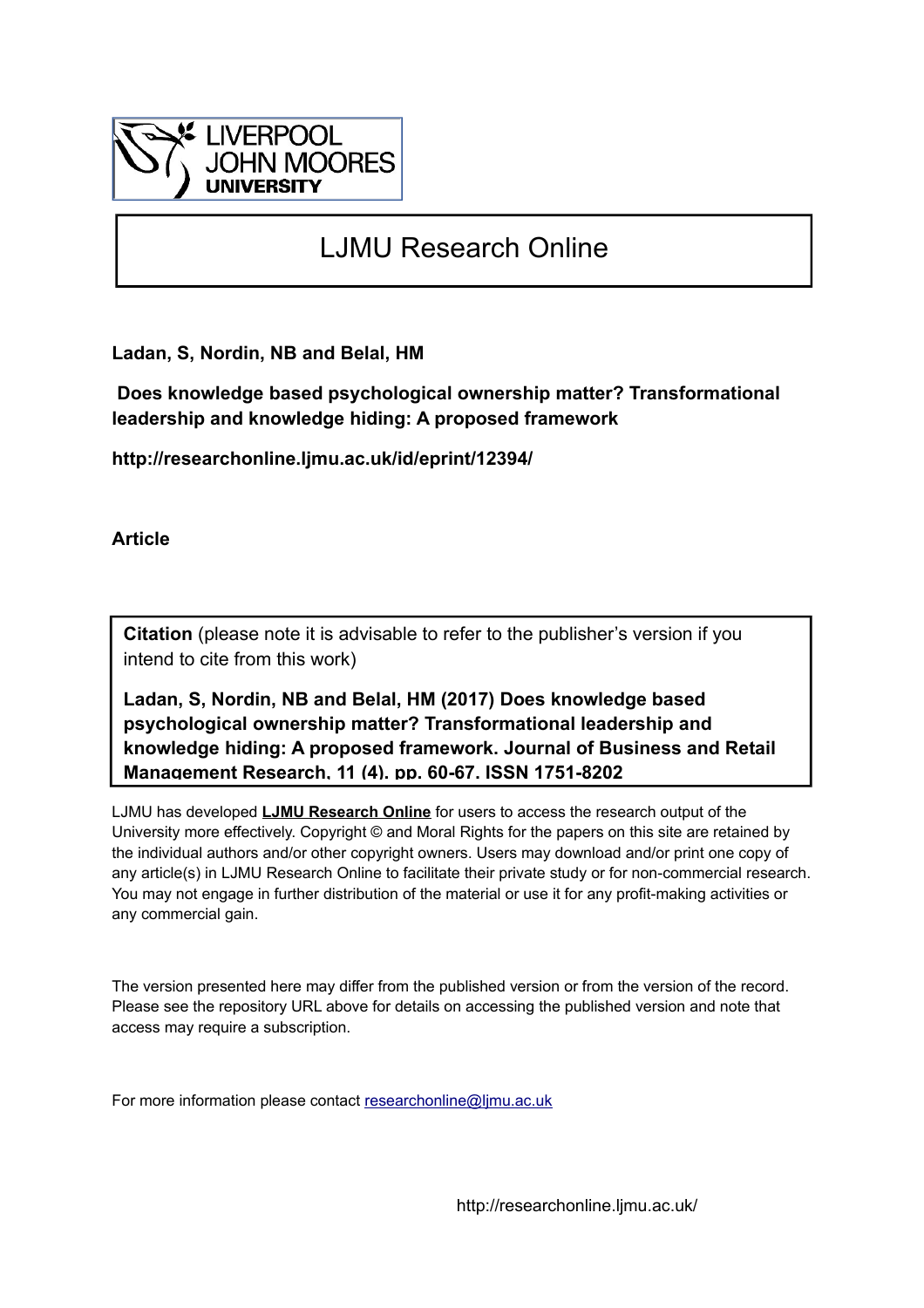LIVERPOOL JOHN MOORES UNIVERSITY

# LJMU Research Online

**Ladan, S, Nordin, NB and Belal, HM**

**Does knowledge based psychological ownership matter? Transformational leadership and knowledge hiding: A proposed framework**

**http://researchonline.ljmu.ac.uk/id/eprint/12394/**

**Article**

**Citation** (please note it is advisable to refer to the publisher's version if you intend to cite from this work)

**Ladan, S, Nordin, NB and Belal, HM (2017) Does knowledge based psychological ownership matter? Transformational leadership and knowledge hiding: A proposed framework. Journal of Business and Retail Management Research, 11 (4). pp. 60-67. ISSN 1751-8202**

LJMU has developed **LJMU Research Online** for users to access the research output of the University more effectively. Copyright © and Moral Rights for the papers on this site are retained by the individual authors and/or other copyright owners. Users may download and/or print one copy of any article(s) in LJMU Research Online to facilitate their private study or for non-commercial research. You may not engage in further distribution of the material or use it for any profit-making activities or any commercial gain.

The version presented here may differ from the published version or from the version of the record. Please see the repository URL above for details on accessing the published version and note that access may require a subscription.

For more information please contact researchonline@ljmu.ac.uk

http://researchonline.ljmu.ac.uk/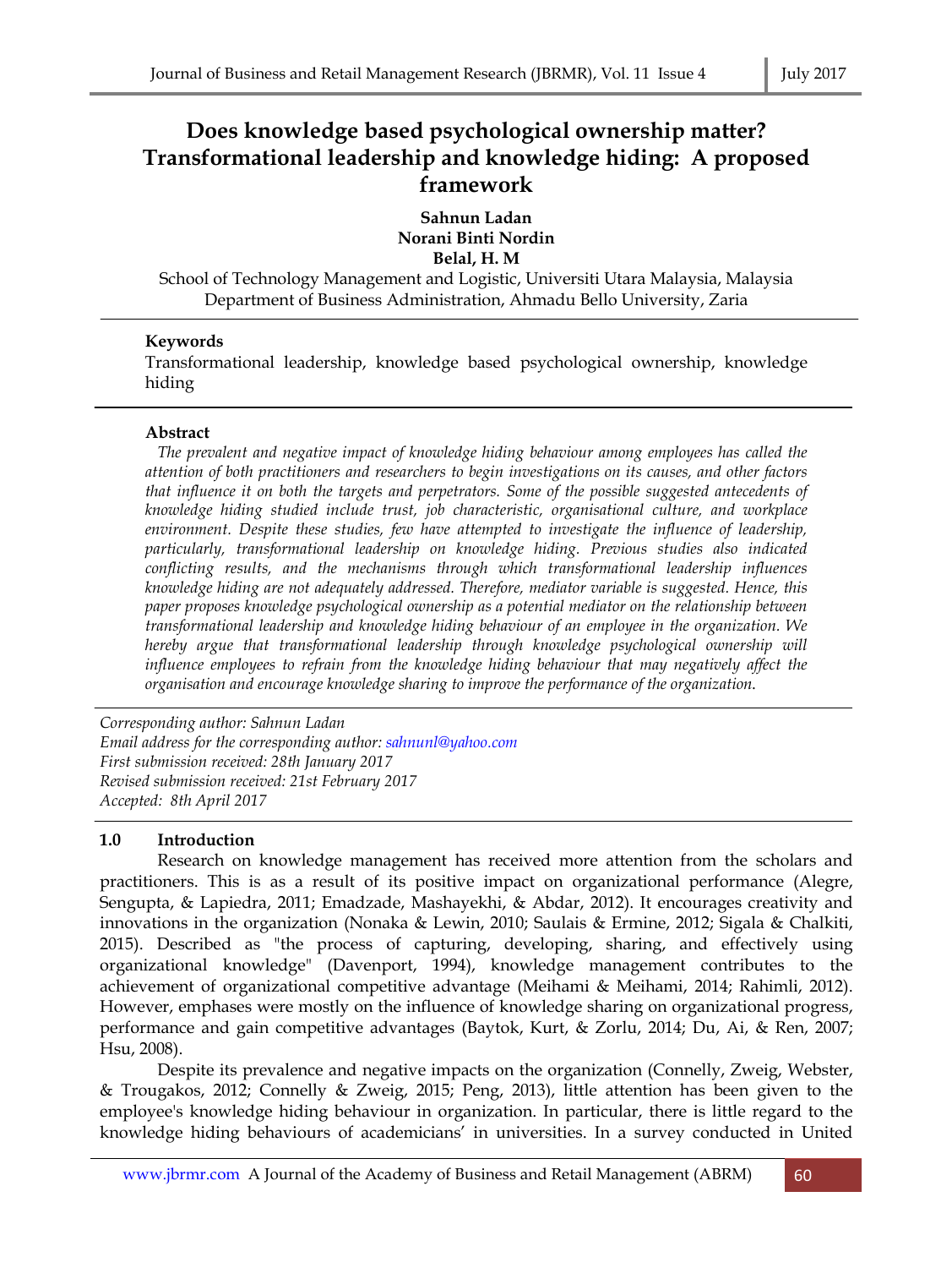# Does knowledge based psychological ownership matter? Transformational leadership and knowledge hiding: A proposed framework

**Sahnun Ladan**
**Norani Binti Nordin**
**Belal, H. M**

School of Technology Management and Logistic, Universiti Utara Malaysia, Malaysia
Department of Business Administration, Ahmadu Bello University, Zaria

---

**Keywords**

Transformational leadership, knowledge based psychological ownership, knowledge hiding

---

**Abstract**

*The prevalent and negative impact of knowledge hiding behaviour among employees has called the attention of both practitioners and researchers to begin investigations on its causes, and other factors that influence it on both the targets and perpetrators. Some of the possible suggested antecedents of knowledge hiding studied include trust, job characteristic, organisational culture, and workplace environment. Despite these studies, few have attempted to investigate the influence of leadership, particularly, transformational leadership on knowledge hiding. Previous studies also indicated conflicting results, and the mechanisms through which transformational leadership influences knowledge hiding are not adequately addressed. Therefore, mediator variable is suggested. Hence, this paper proposes knowledge psychological ownership as a potential mediator on the relationship between transformational leadership and knowledge hiding behaviour of an employee in the organization. We hereby argue that transformational leadership through knowledge psychological ownership will influence employees to refrain from the knowledge hiding behaviour that may negatively affect the organisation and encourage knowledge sharing to improve the performance of the organization.*

---

*Corresponding author: Sahnun Ladan*
*Email address for the corresponding author: sahnunl@yahoo.com*
*First submission received: 28th January 2017*
*Revised submission received: 21st February 2017*
*Accepted: 8th April 2017*

---

## 1.0 Introduction

Research on knowledge management has received more attention from the scholars and practitioners. This is as a result of its positive impact on organizational performance (Alegre, Sengupta, & Lapiedra, 2011; Emadzade, Mashayekhi, & Abdar, 2012). It encourages creativity and innovations in the organization (Nonaka & Lewin, 2010; Saulais & Ermine, 2012; Sigala & Chalkiti, 2015). Described as "the process of capturing, developing, sharing, and effectively using organizational knowledge" (Davenport, 1994), knowledge management contributes to the achievement of organizational competitive advantage (Meihami & Meihami, 2014; Rahimli, 2012). However, emphases were mostly on the influence of knowledge sharing on organizational progress, performance and gain competitive advantages (Baytok, Kurt, & Zorlu, 2014; Du, Ai, & Ren, 2007; Hsu, 2008).

Despite its prevalence and negative impacts on the organization (Connelly, Zweig, Webster, & Trougakos, 2012; Connelly & Zweig, 2015; Peng, 2013), little attention has been given to the employee's knowledge hiding behaviour in organization. In particular, there is little regard to the knowledge hiding behaviours of academicians' in universities. In a survey conducted in United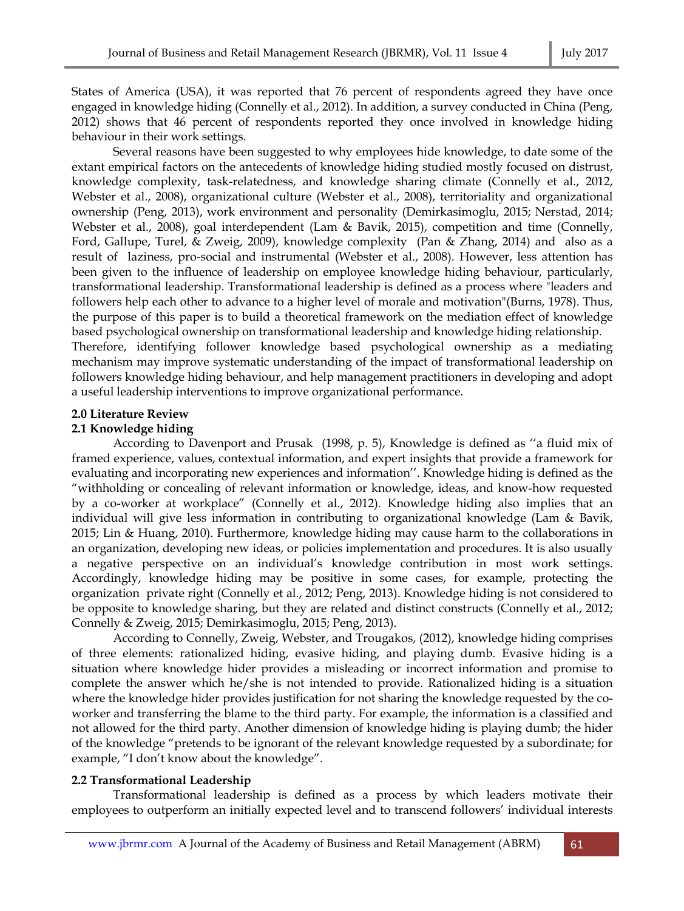States of America (USA), it was reported that 76 percent of respondents agreed they have once engaged in knowledge hiding (Connelly et al., 2012). In addition, a survey conducted in China (Peng, 2012) shows that 46 percent of respondents reported they once involved in knowledge hiding behaviour in their work settings.

Several reasons have been suggested to why employees hide knowledge, to date some of the extant empirical factors on the antecedents of knowledge hiding studied mostly focused on distrust, knowledge complexity, task-relatedness, and knowledge sharing climate (Connelly et al., 2012, Webster et al., 2008), organizational culture (Webster et al., 2008), territoriality and organizational ownership (Peng, 2013), work environment and personality (Demirkasimoglu, 2015; Nerstad, 2014; Webster et al., 2008), goal interdependent (Lam & Bavik, 2015), competition and time (Connelly, Ford, Gallupe, Turel, & Zweig, 2009), knowledge complexity (Pan & Zhang, 2014) and also as a result of laziness, pro-social and instrumental (Webster et al., 2008). However, less attention has been given to the influence of leadership on employee knowledge hiding behaviour, particularly, transformational leadership. Transformational leadership is defined as a process where "leaders and followers help each other to advance to a higher level of morale and motivation"(Burns, 1978). Thus, the purpose of this paper is to build a theoretical framework on the mediation effect of knowledge based psychological ownership on transformational leadership and knowledge hiding relationship. Therefore, identifying follower knowledge based psychological ownership as a mediating mechanism may improve systematic understanding of the impact of transformational leadership on followers knowledge hiding behaviour, and help management practitioners in developing and adopt a useful leadership interventions to improve organizational performance.

## 2.0 Literature Review

### 2.1 Knowledge hiding

According to Davenport and Prusak (1998, p. 5), Knowledge is defined as ''a fluid mix of framed experience, values, contextual information, and expert insights that provide a framework for evaluating and incorporating new experiences and information''. Knowledge hiding is defined as the "withholding or concealing of relevant information or knowledge, ideas, and know-how requested by a co-worker at workplace" (Connelly et al., 2012). Knowledge hiding also implies that an individual will give less information in contributing to organizational knowledge (Lam & Bavik, 2015; Lin & Huang, 2010). Furthermore, knowledge hiding may cause harm to the collaborations in an organization, developing new ideas, or policies implementation and procedures. It is also usually a negative perspective on an individual's knowledge contribution in most work settings. Accordingly, knowledge hiding may be positive in some cases, for example, protecting the organization private right (Connelly et al., 2012; Peng, 2013). Knowledge hiding is not considered to be opposite to knowledge sharing, but they are related and distinct constructs (Connelly et al., 2012; Connelly & Zweig, 2015; Demirkasimoglu, 2015; Peng, 2013).

According to Connelly, Zweig, Webster, and Trougakos, (2012), knowledge hiding comprises of three elements: rationalized hiding, evasive hiding, and playing dumb. Evasive hiding is a situation where knowledge hider provides a misleading or incorrect information and promise to complete the answer which he/she is not intended to provide. Rationalized hiding is a situation where the knowledge hider provides justification for not sharing the knowledge requested by the co-worker and transferring the blame to the third party. For example, the information is a classified and not allowed for the third party. Another dimension of knowledge hiding is playing dumb; the hider of the knowledge "pretends to be ignorant of the relevant knowledge requested by a subordinate; for example, "I don't know about the knowledge".

### 2.2 Transformational Leadership

Transformational leadership is defined as a process by which leaders motivate their employees to outperform an initially expected level and to transcend followers' individual interests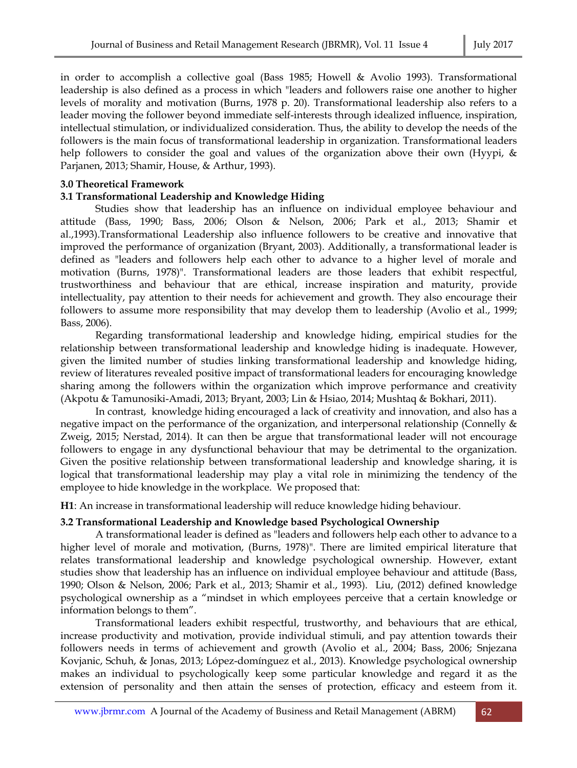in order to accomplish a collective goal (Bass 1985; Howell & Avolio 1993). Transformational leadership is also defined as a process in which "leaders and followers raise one another to higher levels of morality and motivation (Burns, 1978 p. 20). Transformational leadership also refers to a leader moving the follower beyond immediate self-interests through idealized influence, inspiration, intellectual stimulation, or individualized consideration. Thus, the ability to develop the needs of the followers is the main focus of transformational leadership in organization. Transformational leaders help followers to consider the goal and values of the organization above their own (Hyypi, & Parjanen, 2013; Shamir, House, & Arthur, 1993).

## 3.0 Theoretical Framework

### 3.1 Transformational Leadership and Knowledge Hiding

Studies show that leadership has an influence on individual employee behaviour and attitude (Bass, 1990; Bass, 2006; Olson & Nelson, 2006; Park et al., 2013; Shamir et al.,1993).Transformational Leadership also influence followers to be creative and innovative that improved the performance of organization (Bryant, 2003). Additionally, a transformational leader is defined as "leaders and followers help each other to advance to a higher level of morale and motivation (Burns, 1978)". Transformational leaders are those leaders that exhibit respectful, trustworthiness and behaviour that are ethical, increase inspiration and maturity, provide intellectuality, pay attention to their needs for achievement and growth. They also encourage their followers to assume more responsibility that may develop them to leadership (Avolio et al., 1999; Bass, 2006).

Regarding transformational leadership and knowledge hiding, empirical studies for the relationship between transformational leadership and knowledge hiding is inadequate. However, given the limited number of studies linking transformational leadership and knowledge hiding, review of literatures revealed positive impact of transformational leaders for encouraging knowledge sharing among the followers within the organization which improve performance and creativity (Akpotu & Tamunosiki-Amadi, 2013; Bryant, 2003; Lin & Hsiao, 2014; Mushtaq & Bokhari, 2011).

In contrast, knowledge hiding encouraged a lack of creativity and innovation, and also has a negative impact on the performance of the organization, and interpersonal relationship (Connelly & Zweig, 2015; Nerstad, 2014). It can then be argue that transformational leader will not encourage followers to engage in any dysfunctional behaviour that may be detrimental to the organization. Given the positive relationship between transformational leadership and knowledge sharing, it is logical that transformational leadership may play a vital role in minimizing the tendency of the employee to hide knowledge in the workplace. We proposed that:

**H1**: An increase in transformational leadership will reduce knowledge hiding behaviour.

### 3.2 Transformational Leadership and Knowledge based Psychological Ownership

A transformational leader is defined as "leaders and followers help each other to advance to a higher level of morale and motivation, (Burns, 1978)". There are limited empirical literature that relates transformational leadership and knowledge psychological ownership. However, extant studies show that leadership has an influence on individual employee behaviour and attitude (Bass, 1990; Olson & Nelson, 2006; Park et al., 2013; Shamir et al., 1993). Liu, (2012) defined knowledge psychological ownership as a "mindset in which employees perceive that a certain knowledge or information belongs to them".

Transformational leaders exhibit respectful, trustworthy, and behaviours that are ethical, increase productivity and motivation, provide individual stimuli, and pay attention towards their followers needs in terms of achievement and growth (Avolio et al., 2004; Bass, 2006; Snjezana Kovjanic, Schuh, & Jonas, 2013; López-domínguez et al., 2013). Knowledge psychological ownership makes an individual to psychologically keep some particular knowledge and regard it as the extension of personality and then attain the senses of protection, efficacy and esteem from it.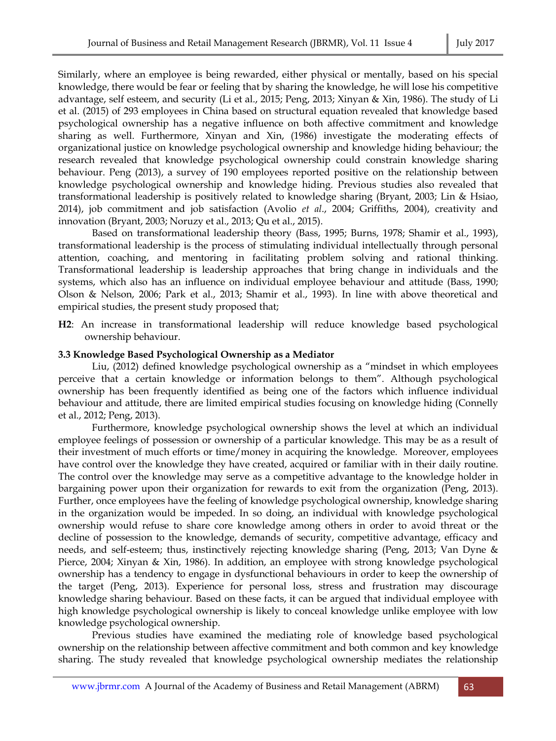Similarly, where an employee is being rewarded, either physical or mentally, based on his special knowledge, there would be fear or feeling that by sharing the knowledge, he will lose his competitive advantage, self esteem, and security (Li et al., 2015; Peng, 2013; Xinyan & Xin, 1986). The study of Li et al. (2015) of 293 employees in China based on structural equation revealed that knowledge based psychological ownership has a negative influence on both affective commitment and knowledge sharing as well. Furthermore, Xinyan and Xin, (1986) investigate the moderating effects of organizational justice on knowledge psychological ownership and knowledge hiding behaviour; the research revealed that knowledge psychological ownership could constrain knowledge sharing behaviour. Peng (2013), a survey of 190 employees reported positive on the relationship between knowledge psychological ownership and knowledge hiding. Previous studies also revealed that transformational leadership is positively related to knowledge sharing (Bryant, 2003; Lin & Hsiao, 2014), job commitment and job satisfaction (Avolio *et al*., 2004; Griffiths, 2004), creativity and innovation (Bryant, 2003; Noruzy et al., 2013; Qu et al., 2015).

Based on transformational leadership theory (Bass, 1995; Burns, 1978; Shamir et al., 1993), transformational leadership is the process of stimulating individual intellectually through personal attention, coaching, and mentoring in facilitating problem solving and rational thinking. Transformational leadership is leadership approaches that bring change in individuals and the systems, which also has an influence on individual employee behaviour and attitude (Bass, 1990; Olson & Nelson, 2006; Park et al., 2013; Shamir et al., 1993). In line with above theoretical and empirical studies, the present study proposed that;

**H2**: An increase in transformational leadership will reduce knowledge based psychological ownership behaviour.

### 3.3 Knowledge Based Psychological Ownership as a Mediator

Liu, (2012) defined knowledge psychological ownership as a "mindset in which employees perceive that a certain knowledge or information belongs to them". Although psychological ownership has been frequently identified as being one of the factors which influence individual behaviour and attitude, there are limited empirical studies focusing on knowledge hiding (Connelly et al., 2012; Peng, 2013).

Furthermore, knowledge psychological ownership shows the level at which an individual employee feelings of possession or ownership of a particular knowledge. This may be as a result of their investment of much efforts or time/money in acquiring the knowledge. Moreover, employees have control over the knowledge they have created, acquired or familiar with in their daily routine. The control over the knowledge may serve as a competitive advantage to the knowledge holder in bargaining power upon their organization for rewards to exit from the organization (Peng, 2013). Further, once employees have the feeling of knowledge psychological ownership, knowledge sharing in the organization would be impeded. In so doing, an individual with knowledge psychological ownership would refuse to share core knowledge among others in order to avoid threat or the decline of possession to the knowledge, demands of security, competitive advantage, efficacy and needs, and self-esteem; thus, instinctively rejecting knowledge sharing (Peng, 2013; Van Dyne & Pierce, 2004; Xinyan & Xin, 1986). In addition, an employee with strong knowledge psychological ownership has a tendency to engage in dysfunctional behaviours in order to keep the ownership of the target (Peng, 2013). Experience for personal loss, stress and frustration may discourage knowledge sharing behaviour. Based on these facts, it can be argued that individual employee with high knowledge psychological ownership is likely to conceal knowledge unlike employee with low knowledge psychological ownership.

Previous studies have examined the mediating role of knowledge based psychological ownership on the relationship between affective commitment and both common and key knowledge sharing. The study revealed that knowledge psychological ownership mediates the relationship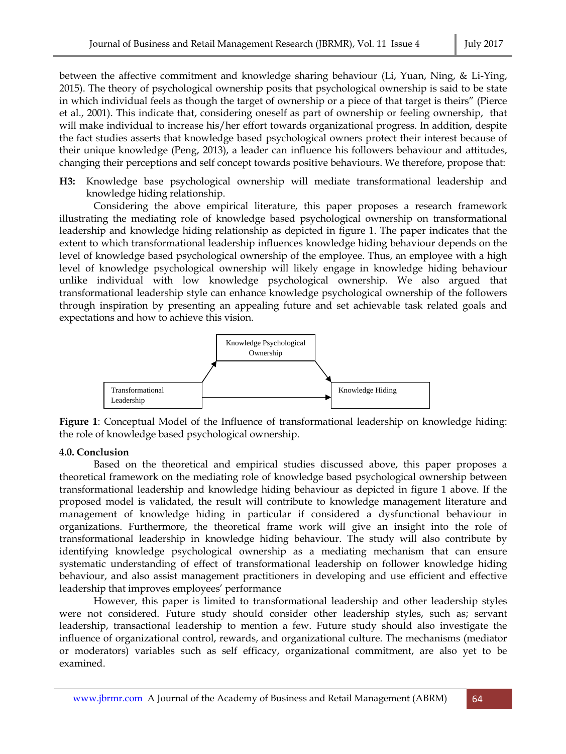between the affective commitment and knowledge sharing behaviour (Li, Yuan, Ning, & Li-Ying, 2015). The theory of psychological ownership posits that psychological ownership is said to be state in which individual feels as though the target of ownership or a piece of that target is theirs" (Pierce et al., 2001). This indicate that, considering oneself as part of ownership or feeling ownership, that will make individual to increase his/her effort towards organizational progress. In addition, despite the fact studies asserts that knowledge based psychological owners protect their interest because of their unique knowledge (Peng, 2013), a leader can influence his followers behaviour and attitudes, changing their perceptions and self concept towards positive behaviours. We therefore, propose that:

**H3:** Knowledge base psychological ownership will mediate transformational leadership and knowledge hiding relationship.

Considering the above empirical literature, this paper proposes a research framework illustrating the mediating role of knowledge based psychological ownership on transformational leadership and knowledge hiding relationship as depicted in figure 1. The paper indicates that the extent to which transformational leadership influences knowledge hiding behaviour depends on the level of knowledge based psychological ownership of the employee. Thus, an employee with a high level of knowledge psychological ownership will likely engage in knowledge hiding behaviour unlike individual with low knowledge psychological ownership. We also argued that transformational leadership style can enhance knowledge psychological ownership of the followers through inspiration by presenting an appealing future and set achievable task related goals and expectations and how to achieve this vision.

Knowledge Psychological Ownership

Transformational Leadership

Knowledge Hiding

**Figure 1**: Conceptual Model of the Influence of transformational leadership on knowledge hiding: the role of knowledge based psychological ownership.

### 4.0. Conclusion

Based on the theoretical and empirical studies discussed above, this paper proposes a theoretical framework on the mediating role of knowledge based psychological ownership between transformational leadership and knowledge hiding behaviour as depicted in figure 1 above. If the proposed model is validated, the result will contribute to knowledge management literature and management of knowledge hiding in particular if considered a dysfunctional behaviour in organizations. Furthermore, the theoretical frame work will give an insight into the role of transformational leadership in knowledge hiding behaviour. The study will also contribute by identifying knowledge psychological ownership as a mediating mechanism that can ensure systematic understanding of effect of transformational leadership on follower knowledge hiding behaviour, and also assist management practitioners in developing and use efficient and effective leadership that improves employees' performance

However, this paper is limited to transformational leadership and other leadership styles were not considered. Future study should consider other leadership styles, such as; servant leadership, transactional leadership to mention a few. Future study should also investigate the influence of organizational control, rewards, and organizational culture. The mechanisms (mediator or moderators) variables such as self efficacy, organizational commitment, are also yet to be examined.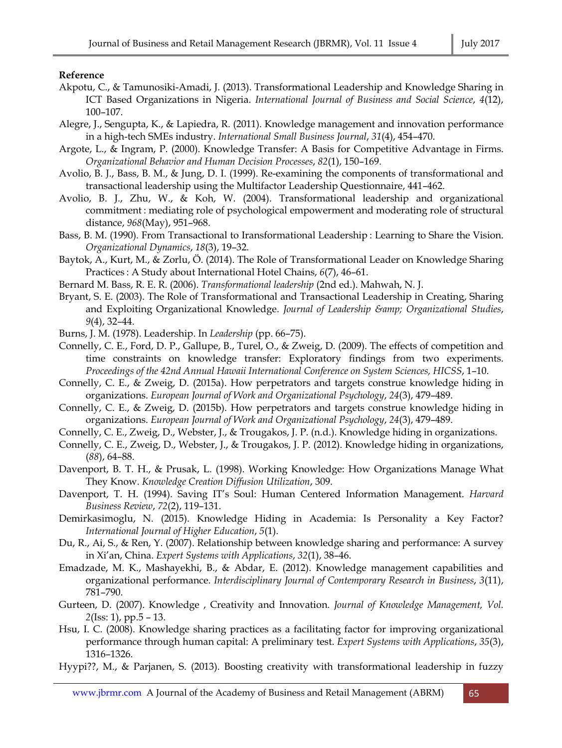**Reference**

Akpotu, C., & Tamunosiki-Amadi, J. (2013). Transformational Leadership and Knowledge Sharing in ICT Based Organizations in Nigeria. *International Journal of Business and Social Science*, *4*(12), 100–107.

Alegre, J., Sengupta, K., & Lapiedra, R. (2011). Knowledge management and innovation performance in a high-tech SMEs industry. *International Small Business Journal*, *31*(4), 454–470.

Argote, L., & Ingram, P. (2000). Knowledge Transfer: A Basis for Competitive Advantage in Firms. *Organizational Behavior and Human Decision Processes*, *82*(1), 150–169.

Avolio, B. J., Bass, B. M., & Jung, D. I. (1999). Re-examining the components of transformational and transactional leadership using the Multifactor Leadership Questionnaire, 441–462.

Avolio, B. J., Zhu, W., & Koh, W. (2004). Transformational leadership and organizational commitment : mediating role of psychological empowerment and moderating role of structural distance, *968*(May), 951–968.

Bass, B. M. (1990). From Transactional to Iransformational Leadership : Learning to Share the Vision. *Organizational Dynamics*, *18*(3), 19–32.

Baytok, A., Kurt, M., & Zorlu, Ö. (2014). The Role of Transformational Leader on Knowledge Sharing Practices : A Study about International Hotel Chains, *6*(7), 46–61.

Bernard M. Bass, R. E. R. (2006). *Transformational leadership* (2nd ed.). Mahwah, N. J.

Bryant, S. E. (2003). The Role of Transformational and Transactional Leadership in Creating, Sharing and Exploiting Organizational Knowledge. *Journal of Leadership &amp; Organizational Studies*, *9*(4), 32–44.

Burns, J. M. (1978). Leadership. In *Leadership* (pp. 66–75).

Connelly, C. E., Ford, D. P., Gallupe, B., Turel, O., & Zweig, D. (2009). The effects of competition and time constraints on knowledge transfer: Exploratory findings from two experiments. *Proceedings of the 42nd Annual Hawaii International Conference on System Sciences, HICSS*, 1–10.

Connelly, C. E., & Zweig, D. (2015a). How perpetrators and targets construe knowledge hiding in organizations. *European Journal of Work and Organizational Psychology*, *24*(3), 479–489.

Connelly, C. E., & Zweig, D. (2015b). How perpetrators and targets construe knowledge hiding in organizations. *European Journal of Work and Organizational Psychology*, *24*(3), 479–489.

Connelly, C. E., Zweig, D., Webster, J., & Trougakos, J. P. (n.d.). Knowledge hiding in organizations.

Connelly, C. E., Zweig, D., Webster, J., & Trougakos, J. P. (2012). Knowledge hiding in organizations, (*88*), 64–88.

Davenport, B. T. H., & Prusak, L. (1998). Working Knowledge: How Organizations Manage What They Know. *Knowledge Creation Diffusion Utilization*, 309.

Davenport, T. H. (1994). Saving IT's Soul: Human Centered Information Management. *Harvard Business Review*, *72*(2), 119–131.

Demirkasimoglu, N. (2015). Knowledge Hiding in Academia: Is Personality a Key Factor? *International Journal of Higher Education*, *5*(1).

Du, R., Ai, S., & Ren, Y. (2007). Relationship between knowledge sharing and performance: A survey in Xi'an, China. *Expert Systems with Applications*, *32*(1), 38–46.

Emadzade, M. K., Mashayekhi, B., & Abdar, E. (2012). Knowledge management capabilities and organizational performance. *Interdisciplinary Journal of Contemporary Research in Business*, *3*(11), 781–790.

Gurteen, D. (2007). Knowledge , Creativity and Innovation. *Journal of Knowledge Management, Vol. 2*(Iss: 1), pp.5 – 13.

Hsu, I. C. (2008). Knowledge sharing practices as a facilitating factor for improving organizational performance through human capital: A preliminary test. *Expert Systems with Applications*, *35*(3), 1316–1326.

Hyypi??, M., & Parjanen, S. (2013). Boosting creativity with transformational leadership in fuzzy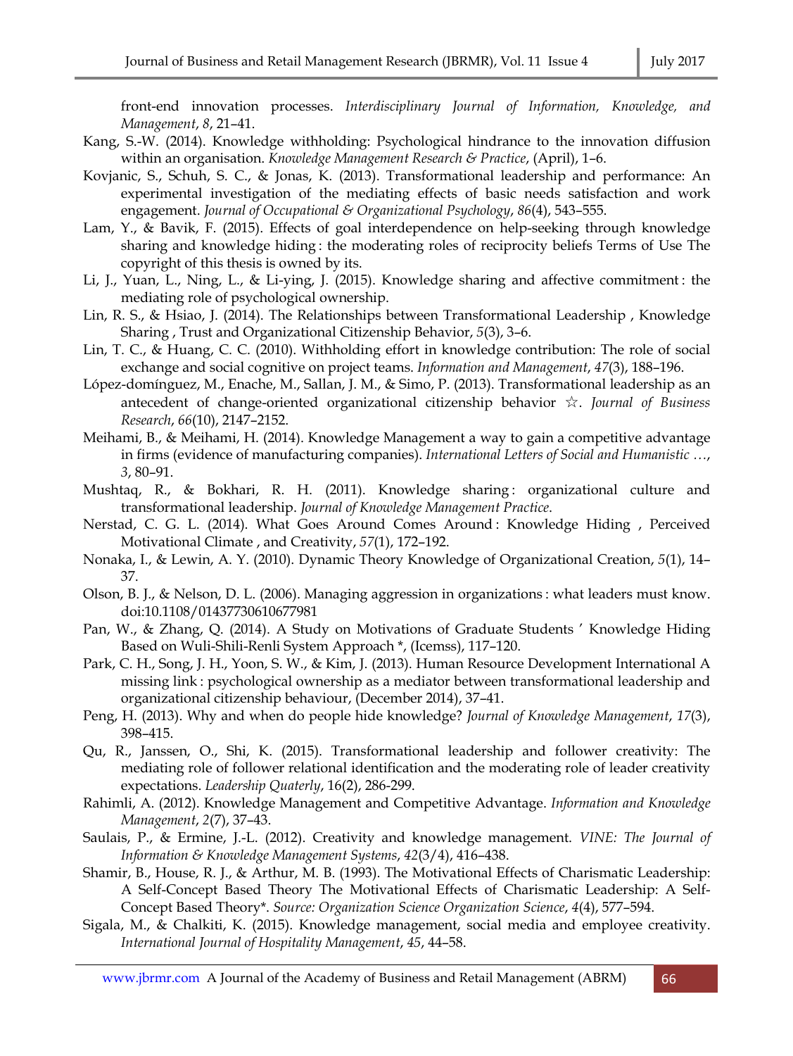front-end innovation processes. *Interdisciplinary Journal of Information, Knowledge, and Management*, *8*, 21–41.

Kang, S.-W. (2014). Knowledge withholding: Psychological hindrance to the innovation diffusion within an organisation. *Knowledge Management Research & Practice*, (April), 1–6.

Kovjanic, S., Schuh, S. C., & Jonas, K. (2013). Transformational leadership and performance: An experimental investigation of the mediating effects of basic needs satisfaction and work engagement. *Journal of Occupational & Organizational Psychology*, *86*(4), 543–555.

Lam, Y., & Bavik, F. (2015). Effects of goal interdependence on help-seeking through knowledge sharing and knowledge hiding : the moderating roles of reciprocity beliefs Terms of Use The copyright of this thesis is owned by its.

Li, J., Yuan, L., Ning, L., & Li-ying, J. (2015). Knowledge sharing and affective commitment : the mediating role of psychological ownership.

Lin, R. S., & Hsiao, J. (2014). The Relationships between Transformational Leadership , Knowledge Sharing , Trust and Organizational Citizenship Behavior, *5*(3), 3–6.

Lin, T. C., & Huang, C. C. (2010). Withholding effort in knowledge contribution: The role of social exchange and social cognitive on project teams. *Information and Management*, *47*(3), 188–196.

López-domínguez, M., Enache, M., Sallan, J. M., & Simo, P. (2013). Transformational leadership as an antecedent of change-oriented organizational citizenship behavior ☆. *Journal of Business Research*, *66*(10), 2147–2152.

Meihami, B., & Meihami, H. (2014). Knowledge Management a way to gain a competitive advantage in firms (evidence of manufacturing companies). *International Letters of Social and Humanistic …*, *3*, 80–91.

Mushtaq, R., & Bokhari, R. H. (2011). Knowledge sharing : organizational culture and transformational leadership. *Journal of Knowledge Management Practice*.

Nerstad, C. G. L. (2014). What Goes Around Comes Around : Knowledge Hiding , Perceived Motivational Climate , and Creativity, *57*(1), 172–192.

Nonaka, I., & Lewin, A. Y. (2010). Dynamic Theory Knowledge of Organizational Creation, *5*(1), 14–37.

Olson, B. J., & Nelson, D. L. (2006). Managing aggression in organizations : what leaders must know. doi:10.1108/01437730610677981

Pan, W., & Zhang, Q. (2014). A Study on Motivations of Graduate Students ' Knowledge Hiding Based on Wuli-Shili-Renli System Approach *, (Icemss), 117–120.

Park, C. H., Song, J. H., Yoon, S. W., & Kim, J. (2013). Human Resource Development International A missing link : psychological ownership as a mediator between transformational leadership and organizational citizenship behaviour, (December 2014), 37–41.

Peng, H. (2013). Why and when do people hide knowledge? *Journal of Knowledge Management*, *17*(3), 398–415.

Qu, R., Janssen, O., Shi, K. (2015). Transformational leadership and follower creativity: The mediating role of follower relational identification and the moderating role of leader creativity expectations. *Leadership Quaterly*, 16(2), 286-299.

Rahimli, A. (2012). Knowledge Management and Competitive Advantage. *Information and Knowledge Management*, *2*(7), 37–43.

Saulais, P., & Ermine, J.-L. (2012). Creativity and knowledge management. *VINE: The Journal of Information & Knowledge Management Systems*, *42*(3/4), 416–438.

Shamir, B., House, R. J., & Arthur, M. B. (1993). The Motivational Effects of Charismatic Leadership: A Self-Concept Based Theory The Motivational Effects of Charismatic Leadership: A Self-Concept Based Theory*. *Source: Organization Science Organization Science*, *4*(4), 577–594.

Sigala, M., & Chalkiti, K. (2015). Knowledge management, social media and employee creativity. *International Journal of Hospitality Management*, *45*, 44–58.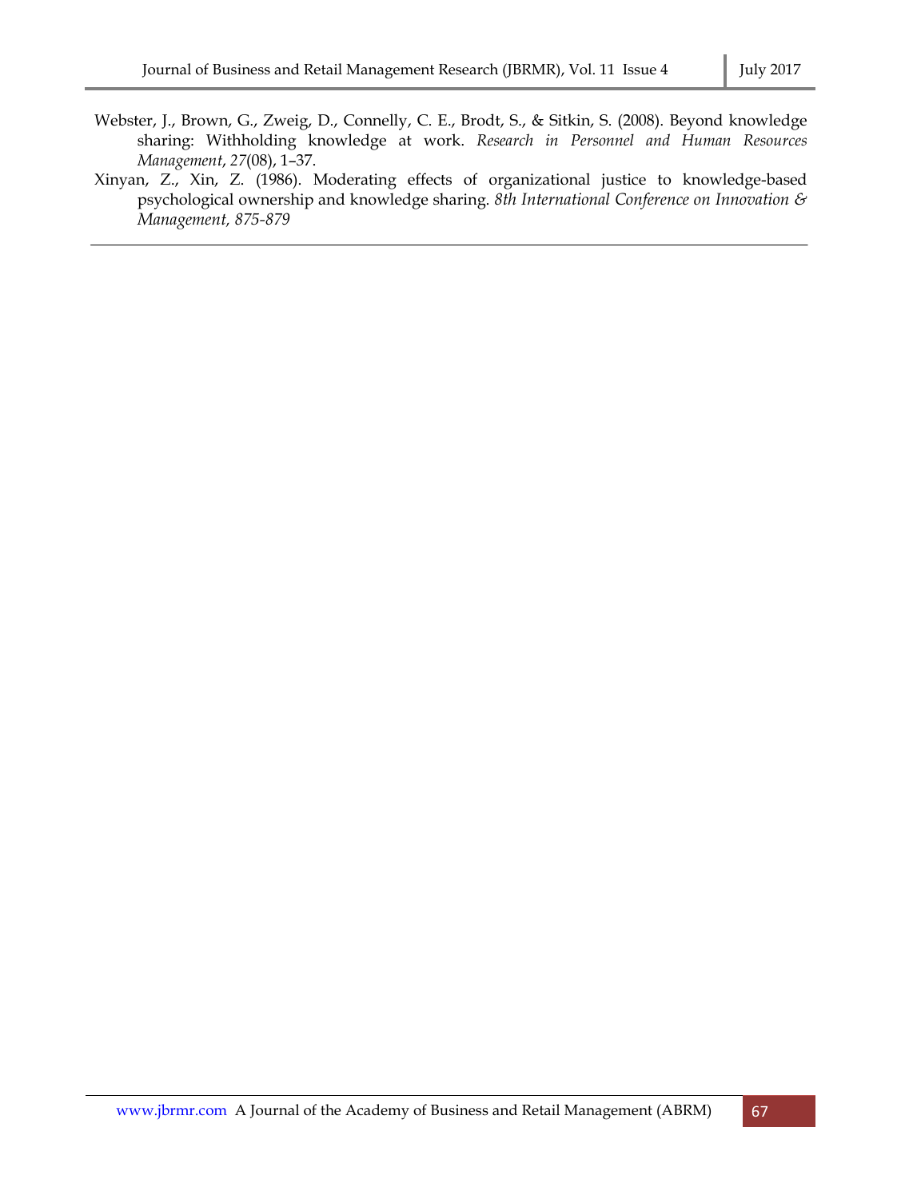Webster, J., Brown, G., Zweig, D., Connelly, C. E., Brodt, S., & Sitkin, S. (2008). Beyond knowledge sharing: Withholding knowledge at work. *Research in Personnel and Human Resources Management*, *27*(08), 1–37.

Xinyan, Z., Xin, Z. (1986). Moderating effects of organizational justice to knowledge-based psychological ownership and knowledge sharing. *8th International Conference on Innovation & Management, 875-879*

---